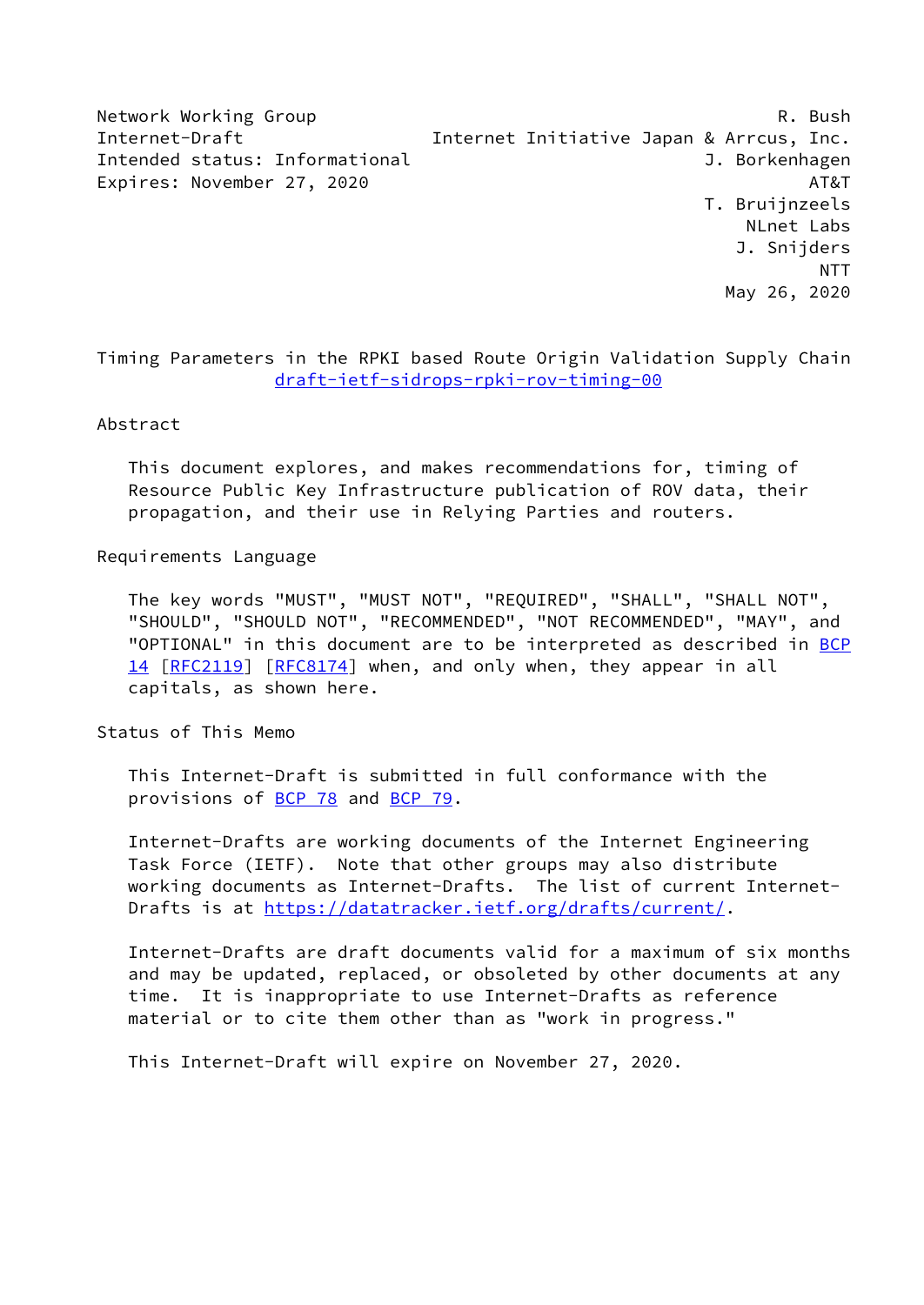Network Working Group — R. Bush
Internet-Draft — Internet Initiative Japan & Arrcus, Inc.
Intended status: Informational — J. Borkenhagen
Expires: November 27, 2020 — AT&T

T. Bruijnzeels
NLnet Labs
J. Snijders
NTT
May 26, 2020

# Timing Parameters in the RPKI based Route Origin Validation Supply Chain

draft-ietf-sidrops-rpki-rov-timing-00

## Abstract

This document explores, and makes recommendations for, timing of Resource Public Key Infrastructure publication of ROV data, their propagation, and their use in Relying Parties and routers.

## Requirements Language

The key words "MUST", "MUST NOT", "REQUIRED", "SHALL", "SHALL NOT", "SHOULD", "SHOULD NOT", "RECOMMENDED", "NOT RECOMMENDED", "MAY", and "OPTIONAL" in this document are to be interpreted as described in BCP 14 [RFC2119] [RFC8174] when, and only when, they appear in all capitals, as shown here.

## Status of This Memo

This Internet-Draft is submitted in full conformance with the provisions of BCP 78 and BCP 79.

Internet-Drafts are working documents of the Internet Engineering Task Force (IETF). Note that other groups may also distribute working documents as Internet-Drafts. The list of current Internet-Drafts is at https://datatracker.ietf.org/drafts/current/.

Internet-Drafts are draft documents valid for a maximum of six months and may be updated, replaced, or obsoleted by other documents at any time. It is inappropriate to use Internet-Drafts as reference material or to cite them other than as "work in progress."

This Internet-Draft will expire on November 27, 2020.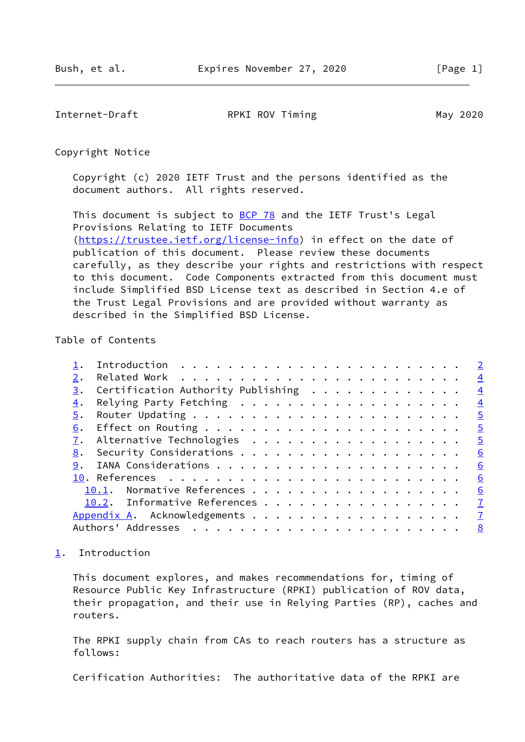Copyright Notice

Copyright (c) 2020 IETF Trust and the persons identified as the document authors. All rights reserved.

This document is subject to BCP 78 and the IETF Trust's Legal Provisions Relating to IETF Documents (https://trustee.ietf.org/license-info) in effect on the date of publication of this document. Please review these documents carefully, as they describe your rights and restrictions with respect to this document. Code Components extracted from this document must include Simplified BSD License text as described in Section 4.e of the Trust Legal Provisions and are provided without warranty as described in the Simplified BSD License.

Table of Contents

```
   1.  Introduction  . . . . . . . . . . . . . . . . . . . . . . . .   2
   2.  Related Work  . . . . . . . . . . . . . . . . . . . . . . . .   4
   3.  Certification Authority Publishing  . . . . . . . . . . . . .   4
   4.  Relying Party Fetching  . . . . . . . . . . . . . . . . . . .   4
   5.  Router Updating . . . . . . . . . . . . . . . . . . . . . . .   5
   6.  Effect on Routing . . . . . . . . . . . . . . . . . . . . . .   5
   7.  Alternative Technologies  . . . . . . . . . . . . . . . . . .   5
   8.  Security Considerations . . . . . . . . . . . . . . . . . . .   6
   9.  IANA Considerations . . . . . . . . . . . . . . . . . . . . .   6
   10. References  . . . . . . . . . . . . . . . . . . . . . . . . .   6
     10.1.  Normative References . . . . . . . . . . . . . . . . . .   6
     10.2.  Informative References . . . . . . . . . . . . . . . . .   7
   Appendix A.  Acknowledgements . . . . . . . . . . . . . . . . . .   7
   Authors' Addresses  . . . . . . . . . . . . . . . . . . . . . . .   8
```

## 1. Introduction

This document explores, and makes recommendations for, timing of Resource Public Key Infrastructure (RPKI) publication of ROV data, their propagation, and their use in Relying Parties (RP), caches and routers.

The RPKI supply chain from CAs to reach routers has a structure as follows:

Cerification Authorities: The authoritative data of the RPKI are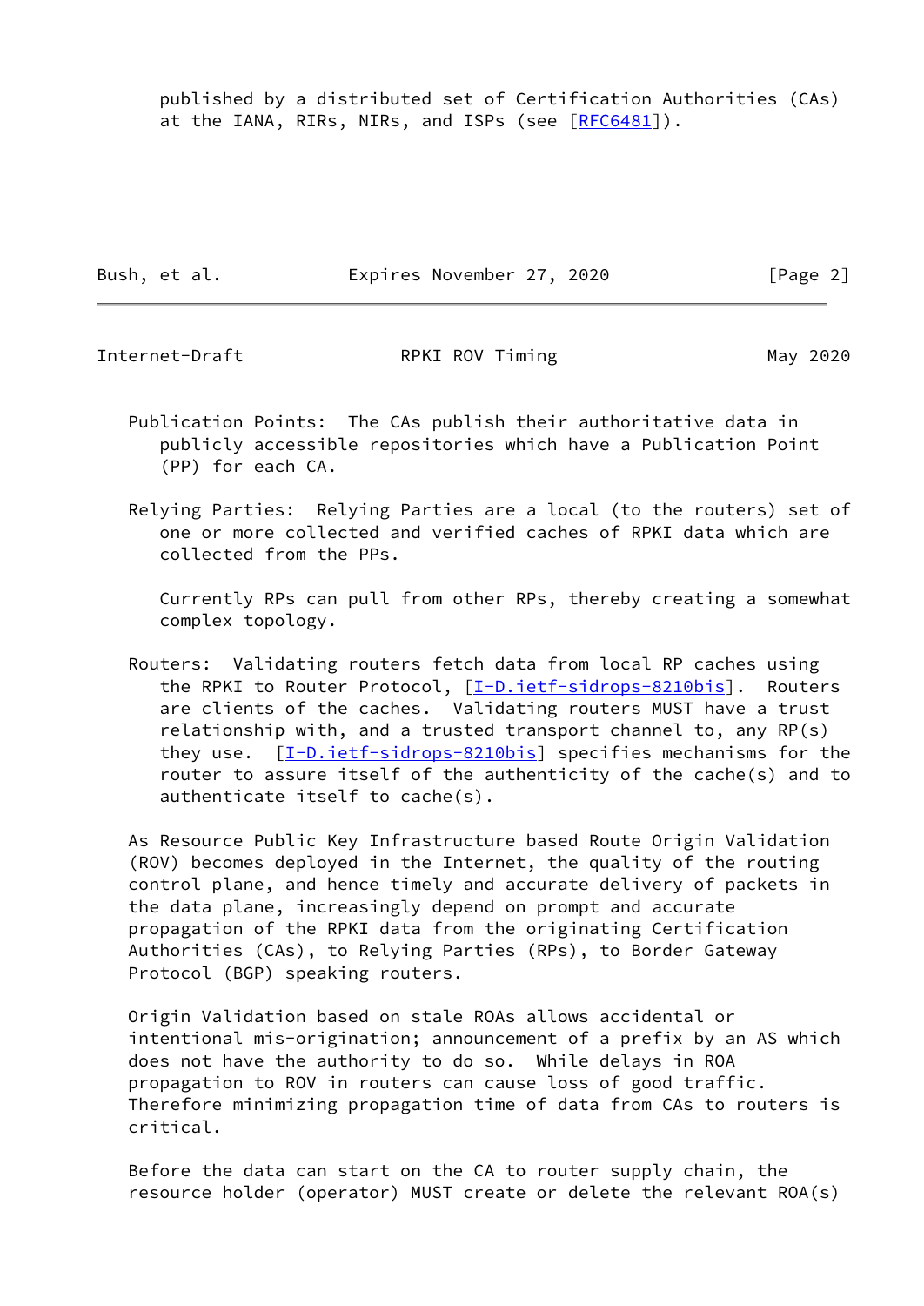published by a distributed set of Certification Authorities (CAs) at the IANA, RIRs, NIRs, and ISPs (see [RFC6481]).

Publication Points: The CAs publish their authoritative data in publicly accessible repositories which have a Publication Point (PP) for each CA.

Relying Parties: Relying Parties are a local (to the routers) set of one or more collected and verified caches of RPKI data which are collected from the PPs.

Currently RPs can pull from other RPs, thereby creating a somewhat complex topology.

Routers: Validating routers fetch data from local RP caches using the RPKI to Router Protocol, [I-D.ietf-sidrops-8210bis]. Routers are clients of the caches. Validating routers MUST have a trust relationship with, and a trusted transport channel to, any RP(s) they use. [I-D.ietf-sidrops-8210bis] specifies mechanisms for the router to assure itself of the authenticity of the cache(s) and to authenticate itself to cache(s).

As Resource Public Key Infrastructure based Route Origin Validation (ROV) becomes deployed in the Internet, the quality of the routing control plane, and hence timely and accurate delivery of packets in the data plane, increasingly depend on prompt and accurate propagation of the RPKI data from the originating Certification Authorities (CAs), to Relying Parties (RPs), to Border Gateway Protocol (BGP) speaking routers.

Origin Validation based on stale ROAs allows accidental or intentional mis-origination; announcement of a prefix by an AS which does not have the authority to do so. While delays in ROA propagation to ROV in routers can cause loss of good traffic. Therefore minimizing propagation time of data from CAs to routers is critical.

Before the data can start on the CA to router supply chain, the resource holder (operator) MUST create or delete the relevant ROA(s)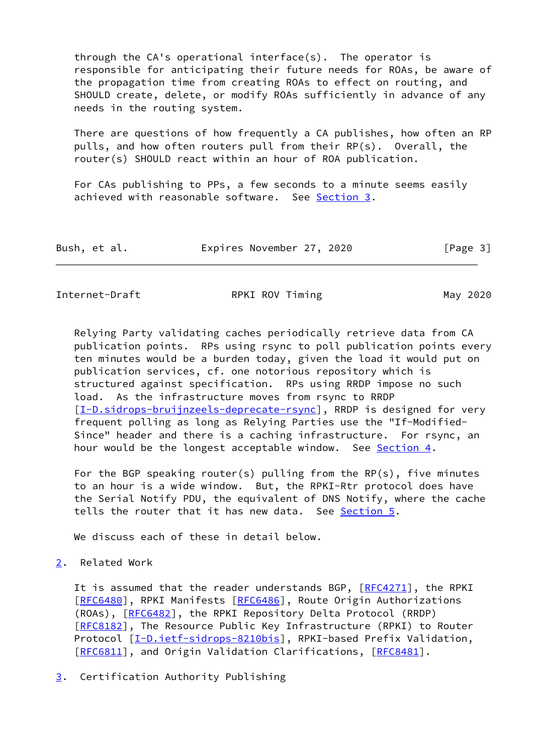through the CA's operational interface(s). The operator is responsible for anticipating their future needs for ROAs, be aware of the propagation time from creating ROAs to effect on routing, and SHOULD create, delete, or modify ROAs sufficiently in advance of any needs in the routing system.

There are questions of how frequently a CA publishes, how often an RP pulls, and how often routers pull from their RP(s). Overall, the router(s) SHOULD react within an hour of ROA publication.

For CAs publishing to PPs, a few seconds to a minute seems easily achieved with reasonable software. See Section 3.

Relying Party validating caches periodically retrieve data from CA publication points. RPs using rsync to poll publication points every ten minutes would be a burden today, given the load it would put on publication services, cf. one notorious repository which is structured against specification. RPs using RRDP impose no such load. As the infrastructure moves from rsync to RRDP [I-D.sidrops-bruijnzeels-deprecate-rsync], RRDP is designed for very frequent polling as long as Relying Parties use the "If-Modified-Since" header and there is a caching infrastructure. For rsync, an hour would be the longest acceptable window. See Section 4.

For the BGP speaking router(s) pulling from the RP(s), five minutes to an hour is a wide window. But, the RPKI-Rtr protocol does have the Serial Notify PDU, the equivalent of DNS Notify, where the cache tells the router that it has new data. See Section 5.

We discuss each of these in detail below.

## 2. Related Work

It is assumed that the reader understands BGP, [RFC4271], the RPKI [RFC6480], RPKI Manifests [RFC6486], Route Origin Authorizations (ROAs), [RFC6482], the RPKI Repository Delta Protocol (RRDP) [RFC8182], The Resource Public Key Infrastructure (RPKI) to Router Protocol [I-D.ietf-sidrops-8210bis], RPKI-based Prefix Validation, [RFC6811], and Origin Validation Clarifications, [RFC8481].

## 3. Certification Authority Publishing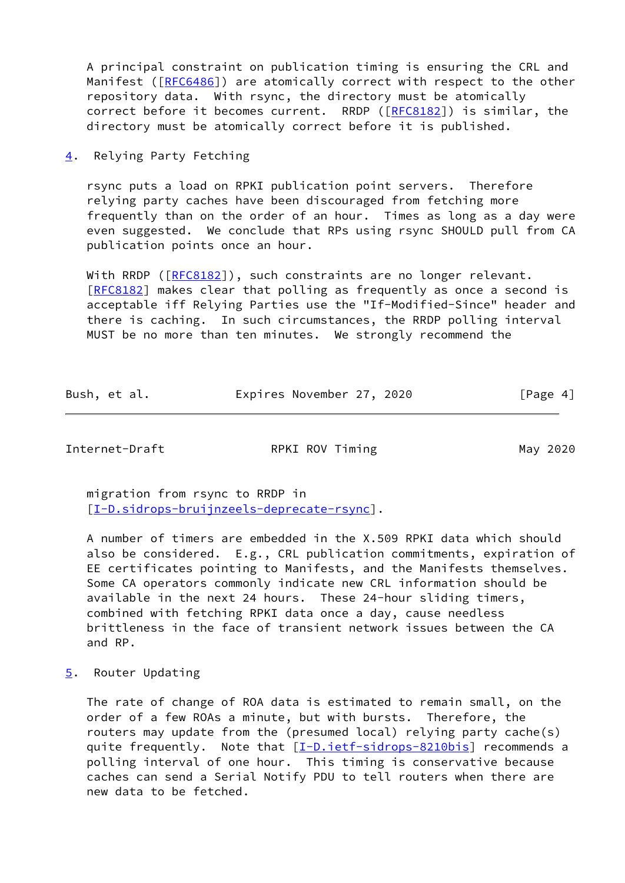A principal constraint on publication timing is ensuring the CRL and Manifest ([RFC6486]) are atomically correct with respect to the other repository data. With rsync, the directory must be atomically correct before it becomes current. RRDP ([RFC8182]) is similar, the directory must be atomically correct before it is published.

## 4. Relying Party Fetching

rsync puts a load on RPKI publication point servers. Therefore relying party caches have been discouraged from fetching more frequently than on the order of an hour. Times as long as a day were even suggested. We conclude that RPs using rsync SHOULD pull from CA publication points once an hour.

With RRDP ([RFC8182]), such constraints are no longer relevant. [RFC8182] makes clear that polling as frequently as once a second is acceptable iff Relying Parties use the "If-Modified-Since" header and there is caching. In such circumstances, the RRDP polling interval MUST be no more than ten minutes. We strongly recommend the migration from rsync to RRDP in [I-D.sidrops-bruijnzeels-deprecate-rsync].

A number of timers are embedded in the X.509 RPKI data which should also be considered. E.g., CRL publication commitments, expiration of EE certificates pointing to Manifests, and the Manifests themselves. Some CA operators commonly indicate new CRL information should be available in the next 24 hours. These 24-hour sliding timers, combined with fetching RPKI data once a day, cause needless brittleness in the face of transient network issues between the CA and RP.

## 5. Router Updating

The rate of change of ROA data is estimated to remain small, on the order of a few ROAs a minute, but with bursts. Therefore, the routers may update from the (presumed local) relying party cache(s) quite frequently. Note that [I-D.ietf-sidrops-8210bis] recommends a polling interval of one hour. This timing is conservative because caches can send a Serial Notify PDU to tell routers when there are new data to be fetched.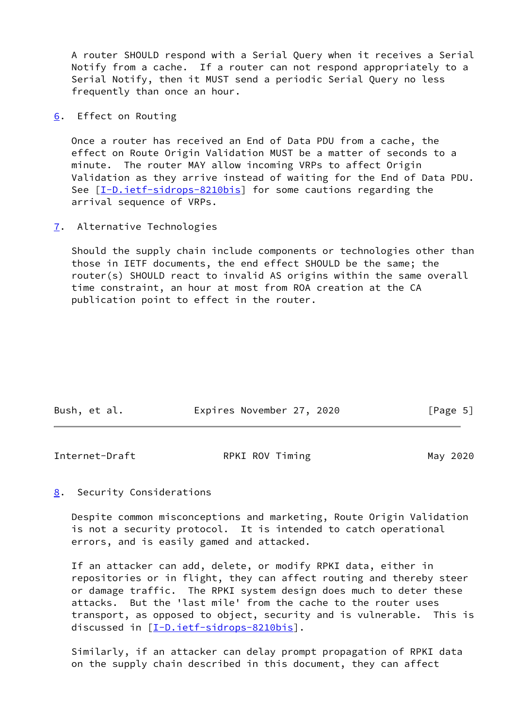A router SHOULD respond with a Serial Query when it receives a Serial Notify from a cache. If a router can not respond appropriately to a Serial Notify, then it MUST send a periodic Serial Query no less frequently than once an hour.

## 6. Effect on Routing

Once a router has received an End of Data PDU from a cache, the effect on Route Origin Validation MUST be a matter of seconds to a minute. The router MAY allow incoming VRPs to affect Origin Validation as they arrive instead of waiting for the End of Data PDU. See [I-D.ietf-sidrops-8210bis] for some cautions regarding the arrival sequence of VRPs.

## 7. Alternative Technologies

Should the supply chain include components or technologies other than those in IETF documents, the end effect SHOULD be the same; the router(s) SHOULD react to invalid AS origins within the same overall time constraint, an hour at most from ROA creation at the CA publication point to effect in the router.

## 8. Security Considerations

Despite common misconceptions and marketing, Route Origin Validation is not a security protocol. It is intended to catch operational errors, and is easily gamed and attacked.

If an attacker can add, delete, or modify RPKI data, either in repositories or in flight, they can affect routing and thereby steer or damage traffic. The RPKI system design does much to deter these attacks. But the 'last mile' from the cache to the router uses transport, as opposed to object, security and is vulnerable. This is discussed in [I-D.ietf-sidrops-8210bis].

Similarly, if an attacker can delay prompt propagation of RPKI data on the supply chain described in this document, they can affect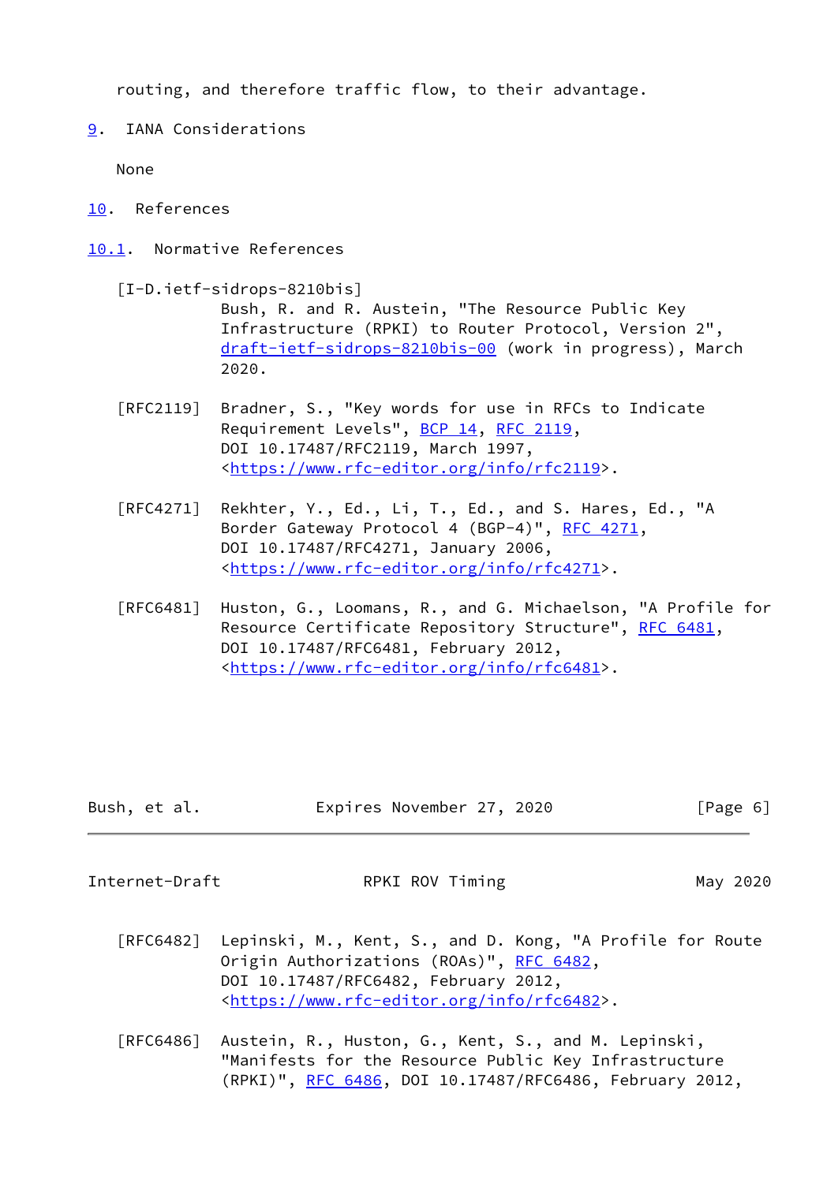routing, and therefore traffic flow, to their advantage.

## 9. IANA Considerations

None

## 10. References

### 10.1. Normative References

[I-D.ietf-sidrops-8210bis]
Bush, R. and R. Austein, "The Resource Public Key Infrastructure (RPKI) to Router Protocol, Version 2", draft-ietf-sidrops-8210bis-00 (work in progress), March 2020.

[RFC2119] Bradner, S., "Key words for use in RFCs to Indicate Requirement Levels", BCP 14, RFC 2119, DOI 10.17487/RFC2119, March 1997, <https://www.rfc-editor.org/info/rfc2119>.

[RFC4271] Rekhter, Y., Ed., Li, T., Ed., and S. Hares, Ed., "A Border Gateway Protocol 4 (BGP-4)", RFC 4271, DOI 10.17487/RFC4271, January 2006, <https://www.rfc-editor.org/info/rfc4271>.

[RFC6481] Huston, G., Loomans, R., and G. Michaelson, "A Profile for Resource Certificate Repository Structure", RFC 6481, DOI 10.17487/RFC6481, February 2012, <https://www.rfc-editor.org/info/rfc6481>.

[RFC6482] Lepinski, M., Kent, S., and D. Kong, "A Profile for Route Origin Authorizations (ROAs)", RFC 6482, DOI 10.17487/RFC6482, February 2012, <https://www.rfc-editor.org/info/rfc6482>.

[RFC6486] Austein, R., Huston, G., Kent, S., and M. Lepinski, "Manifests for the Resource Public Key Infrastructure (RPKI)", RFC 6486, DOI 10.17487/RFC6486, February 2012,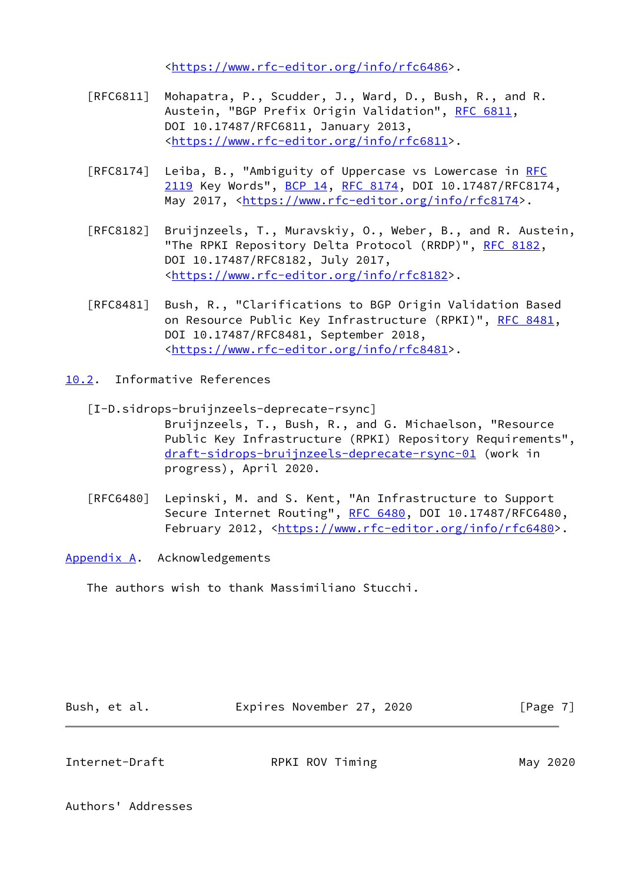<https://www.rfc-editor.org/info/rfc6486>.

[RFC6811] Mohapatra, P., Scudder, J., Ward, D., Bush, R., and R. Austein, "BGP Prefix Origin Validation", RFC 6811, DOI 10.17487/RFC6811, January 2013, <https://www.rfc-editor.org/info/rfc6811>.

[RFC8174] Leiba, B., "Ambiguity of Uppercase vs Lowercase in RFC 2119 Key Words", BCP 14, RFC 8174, DOI 10.17487/RFC8174, May 2017, <https://www.rfc-editor.org/info/rfc8174>.

[RFC8182] Bruijnzeels, T., Muravskiy, O., Weber, B., and R. Austein, "The RPKI Repository Delta Protocol (RRDP)", RFC 8182, DOI 10.17487/RFC8182, July 2017, <https://www.rfc-editor.org/info/rfc8182>.

[RFC8481] Bush, R., "Clarifications to BGP Origin Validation Based on Resource Public Key Infrastructure (RPKI)", RFC 8481, DOI 10.17487/RFC8481, September 2018, <https://www.rfc-editor.org/info/rfc8481>.

## 10.2. Informative References

[I-D.sidrops-bruijnzeels-deprecate-rsync] Bruijnzeels, T., Bush, R., and G. Michaelson, "Resource Public Key Infrastructure (RPKI) Repository Requirements", draft-sidrops-bruijnzeels-deprecate-rsync-01 (work in progress), April 2020.

[RFC6480] Lepinski, M. and S. Kent, "An Infrastructure to Support Secure Internet Routing", RFC 6480, DOI 10.17487/RFC6480, February 2012, <https://www.rfc-editor.org/info/rfc6480>.

## Appendix A. Acknowledgements

The authors wish to thank Massimiliano Stucchi.

## Authors' Addresses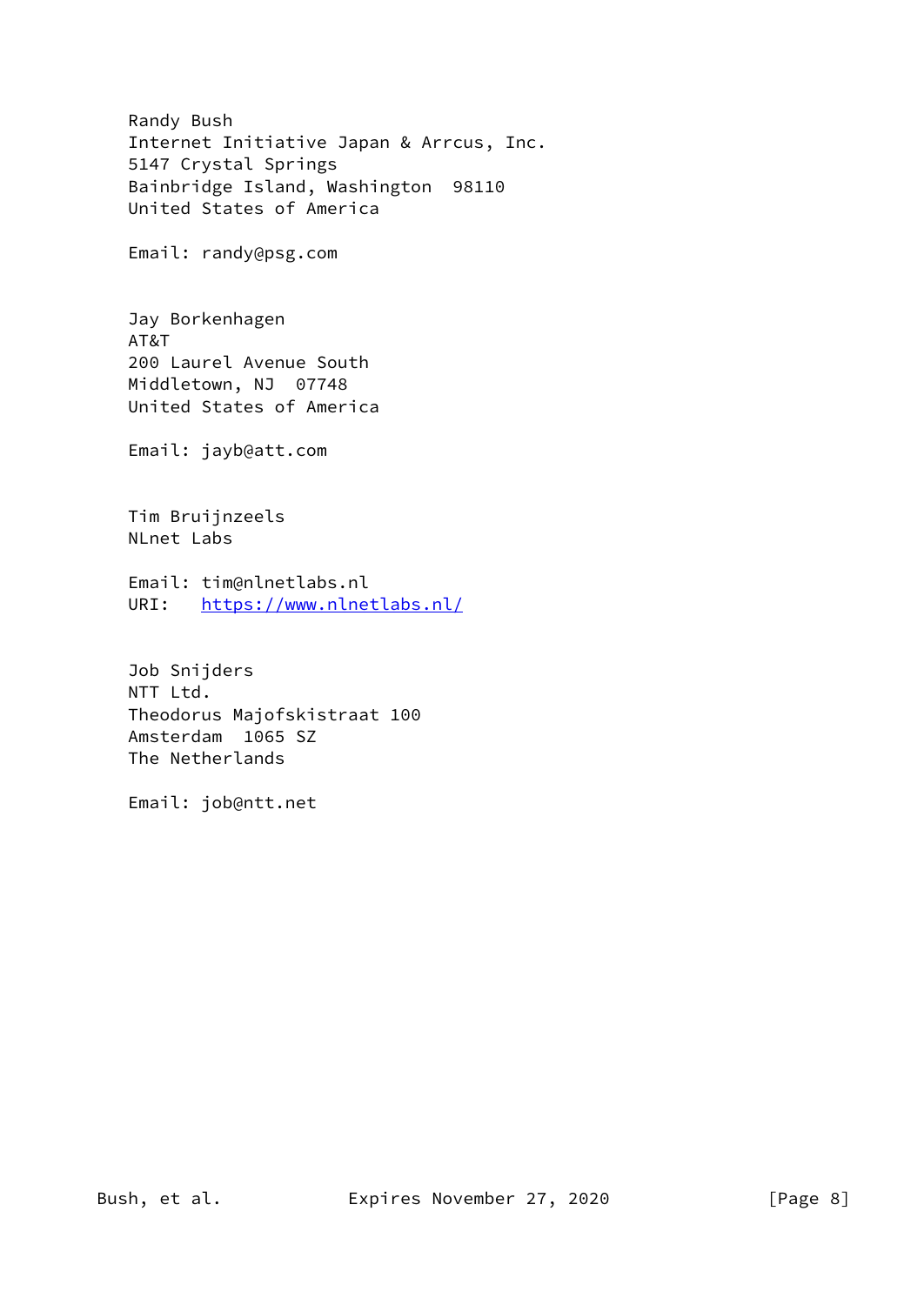Randy Bush
Internet Initiative Japan & Arrcus, Inc.
5147 Crystal Springs
Bainbridge Island, Washington  98110
United States of America

Email: randy@psg.com

Jay Borkenhagen
AT&T
200 Laurel Avenue South
Middletown, NJ  07748
United States of America

Email: jayb@att.com

Tim Bruijnzeels
NLnet Labs

Email: tim@nlnetlabs.nl
URI:   https://www.nlnetlabs.nl/

Job Snijders
NTT Ltd.
Theodorus Majofskistraat 100
Amsterdam  1065 SZ
The Netherlands

Email: job@ntt.net